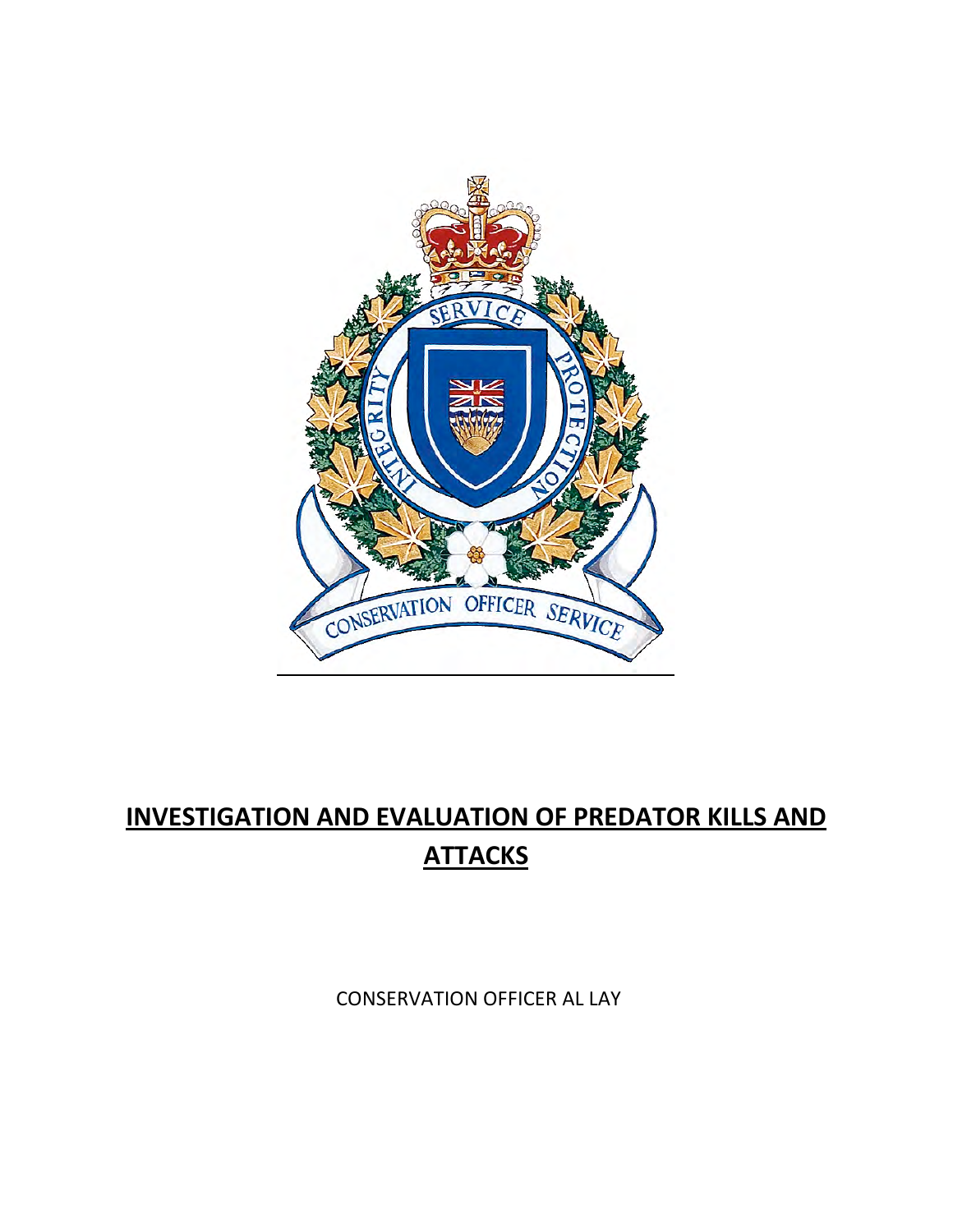# INVESTIGATION AND EVALUATION OF PREDATOR KILLS AND ATTACKS

CONSERVATION OFFICER AL LAY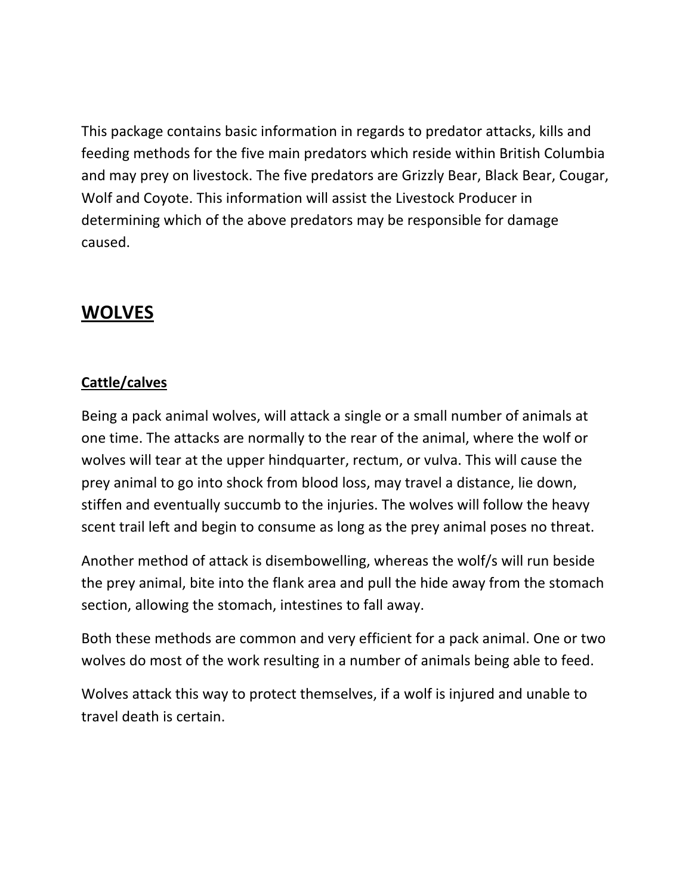This package contains basic information in regards to predator attacks, kills and feeding methods for the five main predators which reside within British Columbia and may prey on livestock. The five predators are Grizzly Bear, Black Bear, Cougar, Wolf and Coyote. This information will assist the Livestock Producer in determining which of the above predators may be responsible for damage caused.

## WOLVES

### Cattle/calves

Being a pack animal wolves, will attack a single or a small number of animals at one time. The attacks are normally to the rear of the animal, where the wolf or wolves will tear at the upper hindquarter, rectum, or vulva. This will cause the prey animal to go into shock from blood loss, may travel a distance, lie down, stiffen and eventually succumb to the injuries. The wolves will follow the heavy scent trail left and begin to consume as long as the prey animal poses no threat.

Another method of attack is disembowelling, whereas the wolf/s will run beside the prey animal, bite into the flank area and pull the hide away from the stomach section, allowing the stomach, intestines to fall away.

Both these methods are common and very efficient for a pack animal. One or two wolves do most of the work resulting in a number of animals being able to feed.

Wolves attack this way to protect themselves, if a wolf is injured and unable to travel death is certain.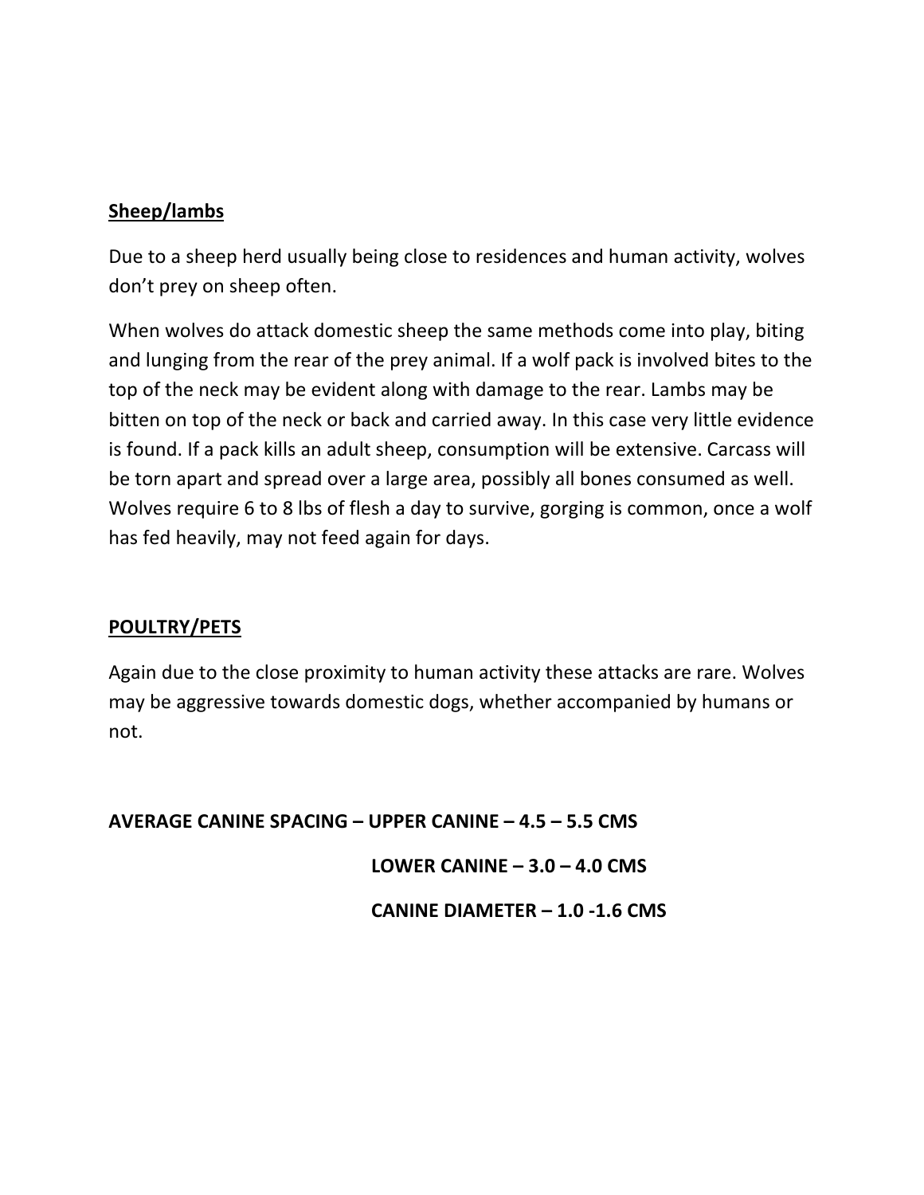## Sheep/lambs

Due to a sheep herd usually being close to residences and human activity, wolves don't prey on sheep often.

When wolves do attack domestic sheep the same methods come into play, biting and lunging from the rear of the prey animal. If a wolf pack is involved bites to the top of the neck may be evident along with damage to the rear. Lambs may be bitten on top of the neck or back and carried away. In this case very little evidence is found. If a pack kills an adult sheep, consumption will be extensive. Carcass will be torn apart and spread over a large area, possibly all bones consumed as well. Wolves require 6 to 8 lbs of flesh a day to survive, gorging is common, once a wolf has fed heavily, may not feed again for days.

## POULTRY/PETS

Again due to the close proximity to human activity these attacks are rare. Wolves may be aggressive towards domestic dogs, whether accompanied by humans or not.

**AVERAGE CANINE SPACING – UPPER CANINE – 4.5 – 5.5 CMS**

**LOWER CANINE – 3.0 – 4.0 CMS**

**CANINE DIAMETER – 1.0 -1.6 CMS**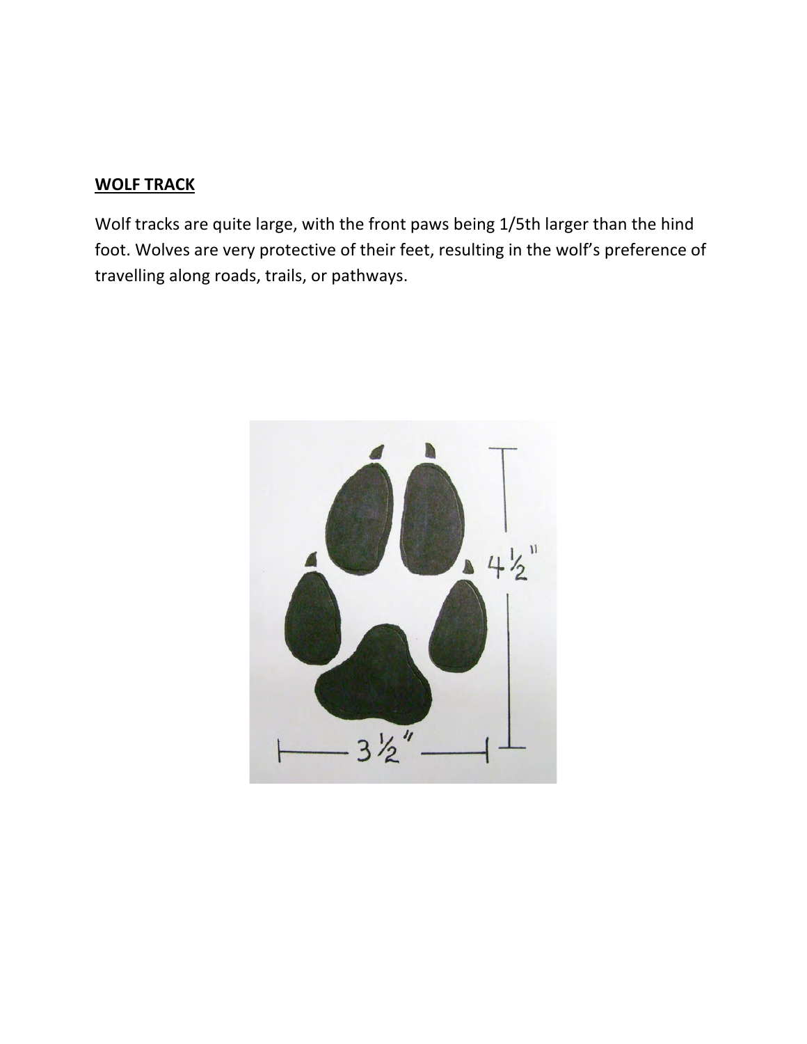**WOLF TRACK**

Wolf tracks are quite large, with the front paws being 1/5th larger than the hind foot. Wolves are very protective of their feet, resulting in the wolf's preference of travelling along roads, trails, or pathways.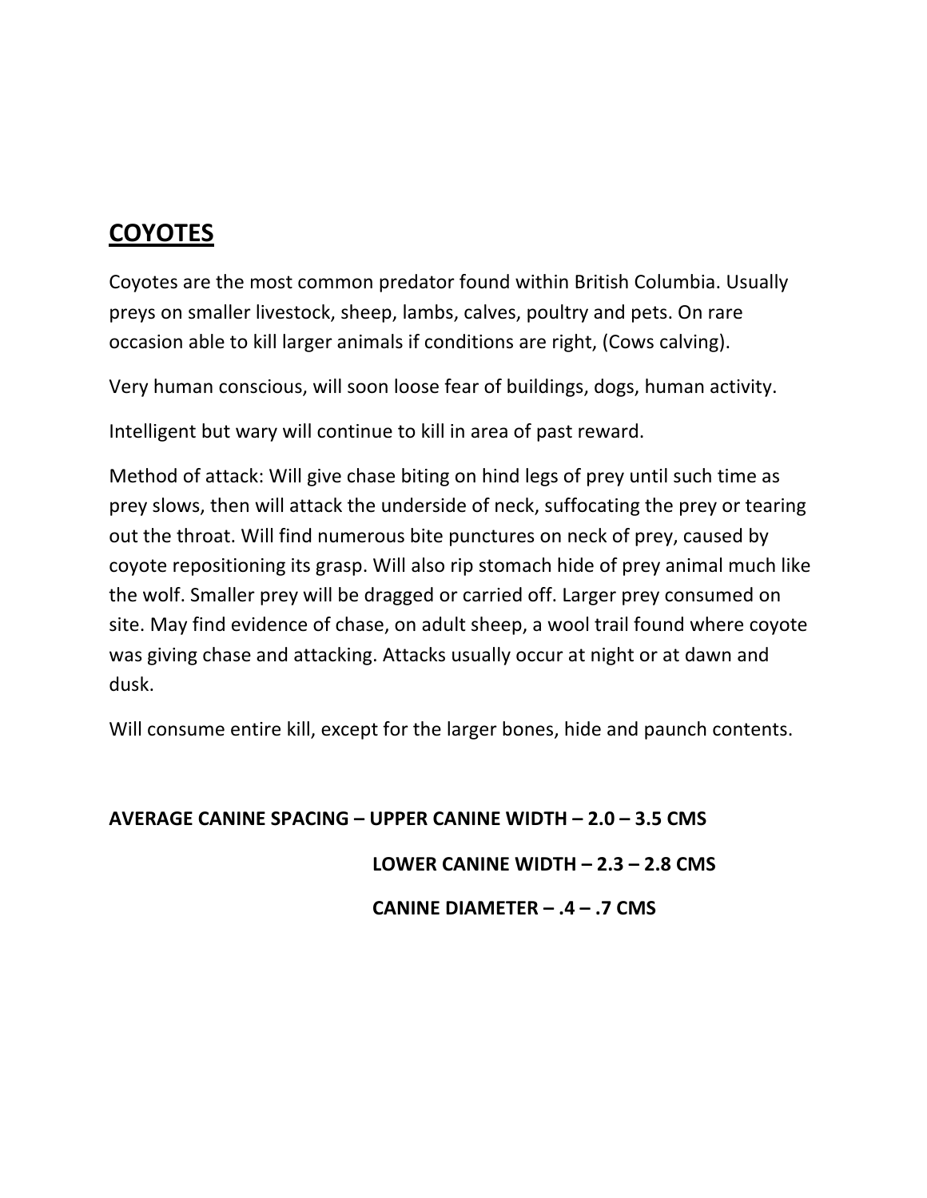## COYOTES

Coyotes are the most common predator found within British Columbia. Usually preys on smaller livestock, sheep, lambs, calves, poultry and pets. On rare occasion able to kill larger animals if conditions are right, (Cows calving).

Very human conscious, will soon loose fear of buildings, dogs, human activity.

Intelligent but wary will continue to kill in area of past reward.

Method of attack: Will give chase biting on hind legs of prey until such time as prey slows, then will attack the underside of neck, suffocating the prey or tearing out the throat. Will find numerous bite punctures on neck of prey, caused by coyote repositioning its grasp. Will also rip stomach hide of prey animal much like the wolf. Smaller prey will be dragged or carried off. Larger prey consumed on site. May find evidence of chase, on adult sheep, a wool trail found where coyote was giving chase and attacking. Attacks usually occur at night or at dawn and dusk.

Will consume entire kill, except for the larger bones, hide and paunch contents.

**AVERAGE CANINE SPACING – UPPER CANINE WIDTH – 2.0 – 3.5 CMS**

**LOWER CANINE WIDTH – 2.3 – 2.8 CMS**

**CANINE DIAMETER – .4 – .7 CMS**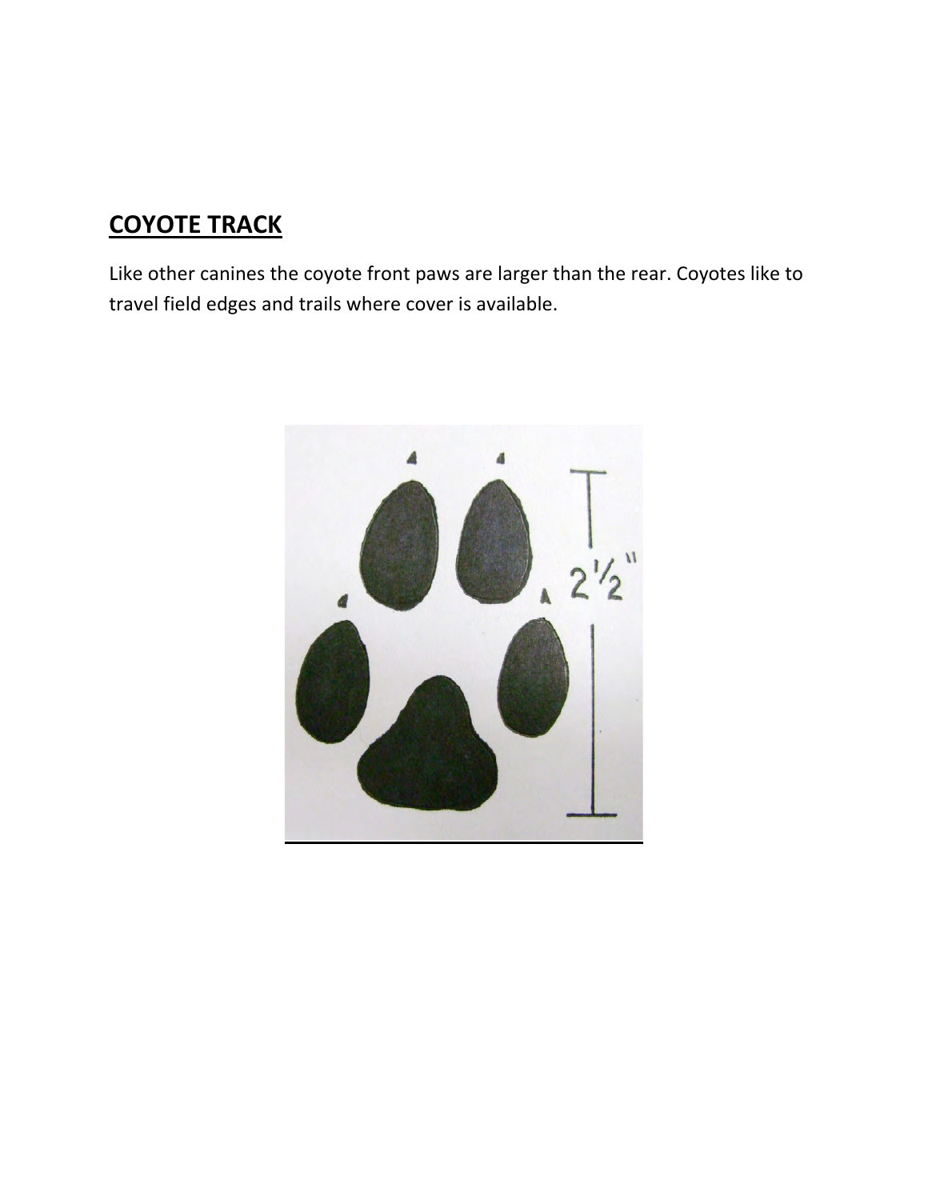## COYOTE TRACK

Like other canines the coyote front paws are larger than the rear. Coyotes like to travel field edges and trails where cover is available.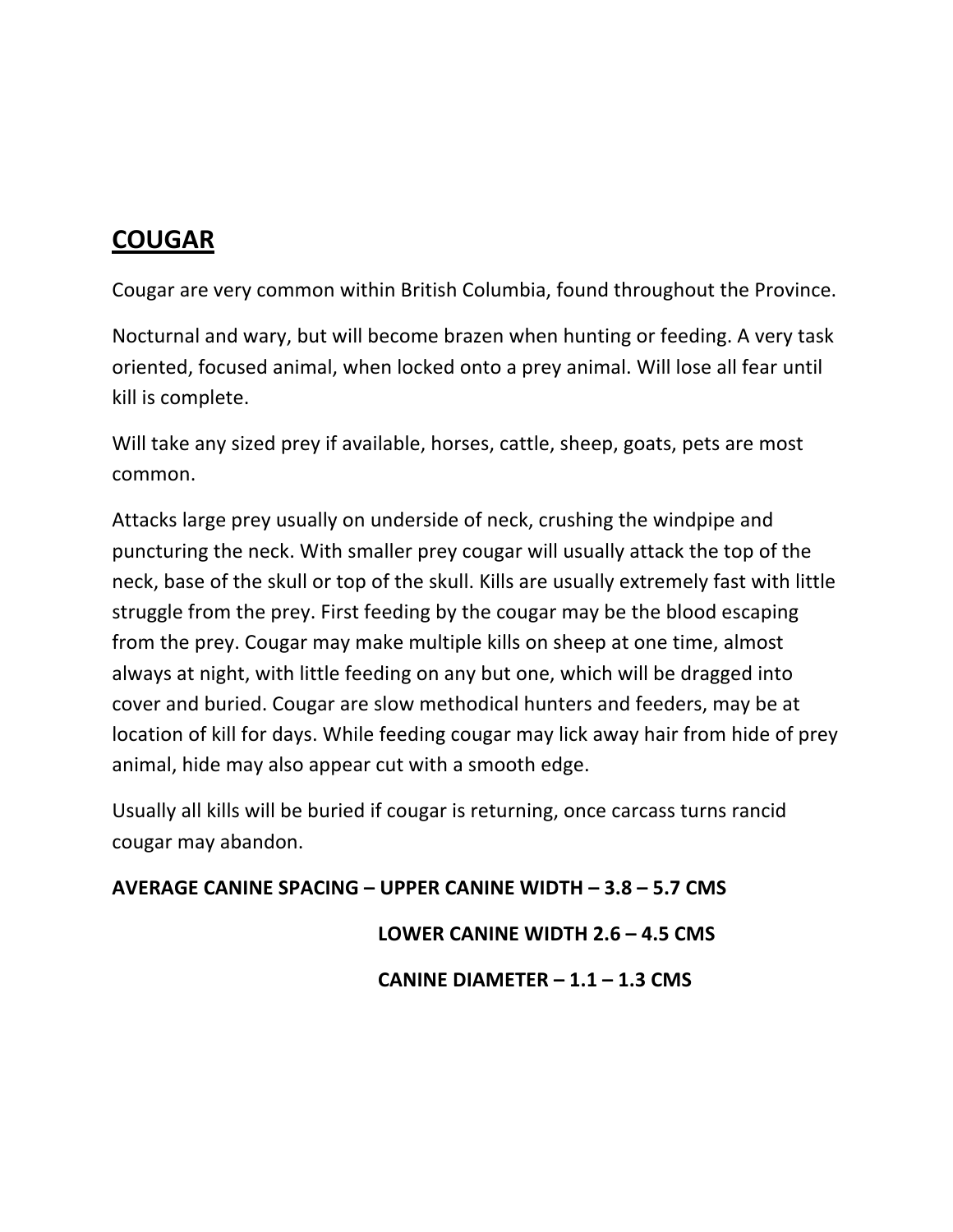## COUGAR

Cougar are very common within British Columbia, found throughout the Province.

Nocturnal and wary, but will become brazen when hunting or feeding. A very task oriented, focused animal, when locked onto a prey animal. Will lose all fear until kill is complete.

Will take any sized prey if available, horses, cattle, sheep, goats, pets are most common.

Attacks large prey usually on underside of neck, crushing the windpipe and puncturing the neck. With smaller prey cougar will usually attack the top of the neck, base of the skull or top of the skull. Kills are usually extremely fast with little struggle from the prey. First feeding by the cougar may be the blood escaping from the prey. Cougar may make multiple kills on sheep at one time, almost always at night, with little feeding on any but one, which will be dragged into cover and buried. Cougar are slow methodical hunters and feeders, may be at location of kill for days. While feeding cougar may lick away hair from hide of prey animal, hide may also appear cut with a smooth edge.

Usually all kills will be buried if cougar is returning, once carcass turns rancid cougar may abandon.

**AVERAGE CANINE SPACING – UPPER CANINE WIDTH – 3.8 – 5.7 CMS**

**LOWER CANINE WIDTH 2.6 – 4.5 CMS**

**CANINE DIAMETER – 1.1 – 1.3 CMS**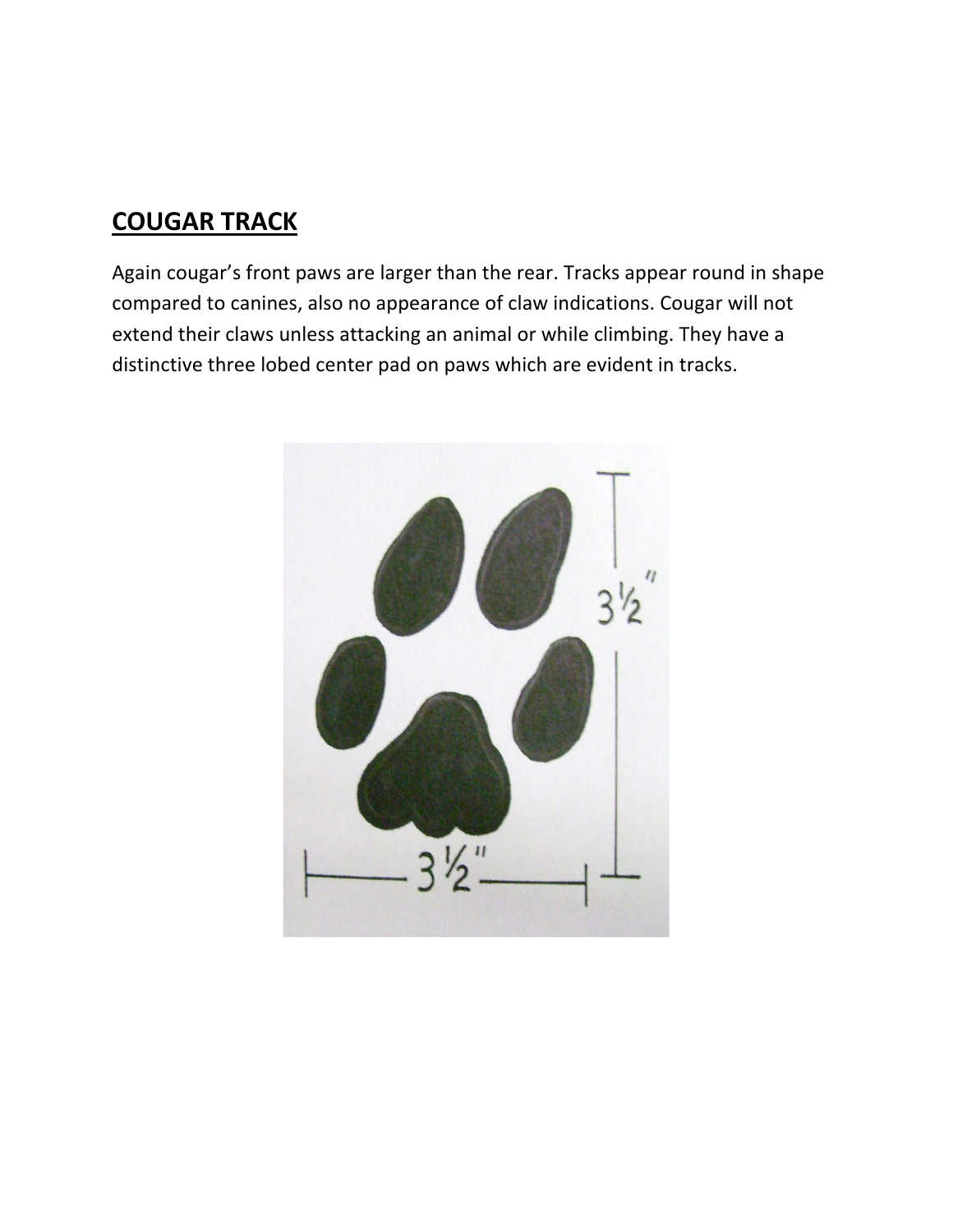## COUGAR TRACK

Again cougar's front paws are larger than the rear. Tracks appear round in shape compared to canines, also no appearance of claw indications. Cougar will not extend their claws unless attacking an animal or while climbing. They have a distinctive three lobed center pad on paws which are evident in tracks.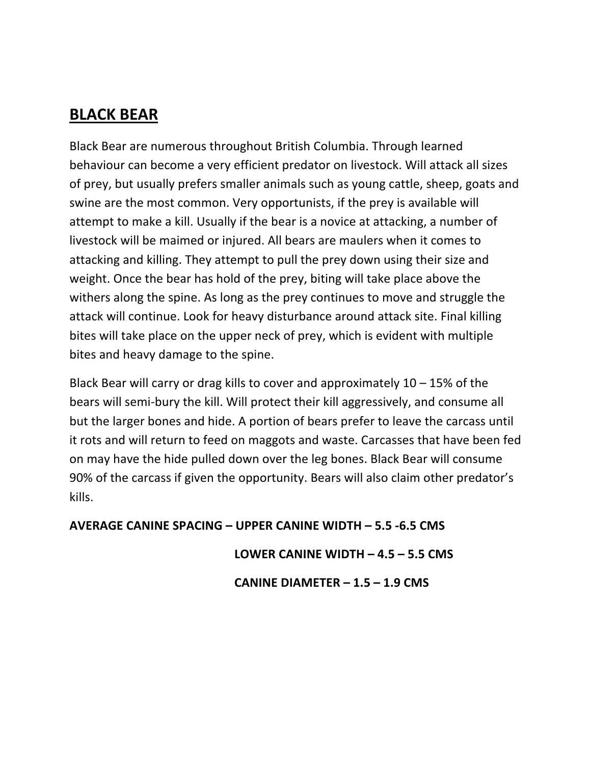## BLACK BEAR

Black Bear are numerous throughout British Columbia. Through learned behaviour can become a very efficient predator on livestock. Will attack all sizes of prey, but usually prefers smaller animals such as young cattle, sheep, goats and swine are the most common. Very opportunists, if the prey is available will attempt to make a kill. Usually if the bear is a novice at attacking, a number of livestock will be maimed or injured. All bears are maulers when it comes to attacking and killing. They attempt to pull the prey down using their size and weight. Once the bear has hold of the prey, biting will take place above the withers along the spine. As long as the prey continues to move and struggle the attack will continue. Look for heavy disturbance around attack site. Final killing bites will take place on the upper neck of prey, which is evident with multiple bites and heavy damage to the spine.

Black Bear will carry or drag kills to cover and approximately 10 – 15% of the bears will semi-bury the kill. Will protect their kill aggressively, and consume all but the larger bones and hide. A portion of bears prefer to leave the carcass until it rots and will return to feed on maggots and waste. Carcasses that have been fed on may have the hide pulled down over the leg bones. Black Bear will consume 90% of the carcass if given the opportunity. Bears will also claim other predator's kills.

**AVERAGE CANINE SPACING – UPPER CANINE WIDTH – 5.5 -6.5 CMS**

**LOWER CANINE WIDTH – 4.5 – 5.5 CMS**

**CANINE DIAMETER – 1.5 – 1.9 CMS**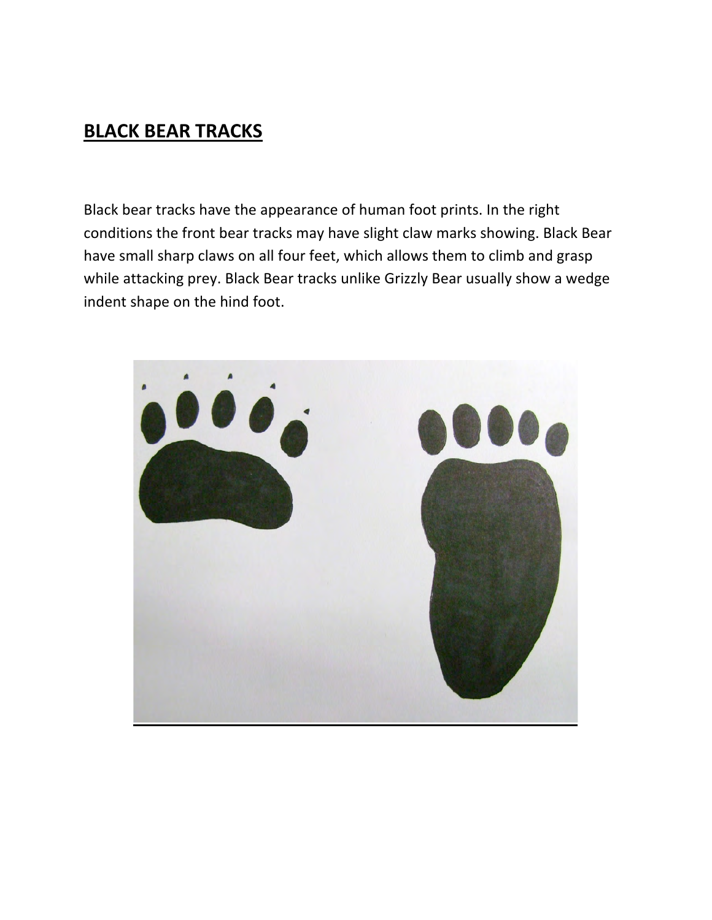## BLACK BEAR TRACKS

Black bear tracks have the appearance of human foot prints. In the right conditions the front bear tracks may have slight claw marks showing. Black Bear have small sharp claws on all four feet, which allows them to climb and grasp while attacking prey. Black Bear tracks unlike Grizzly Bear usually show a wedge indent shape on the hind foot.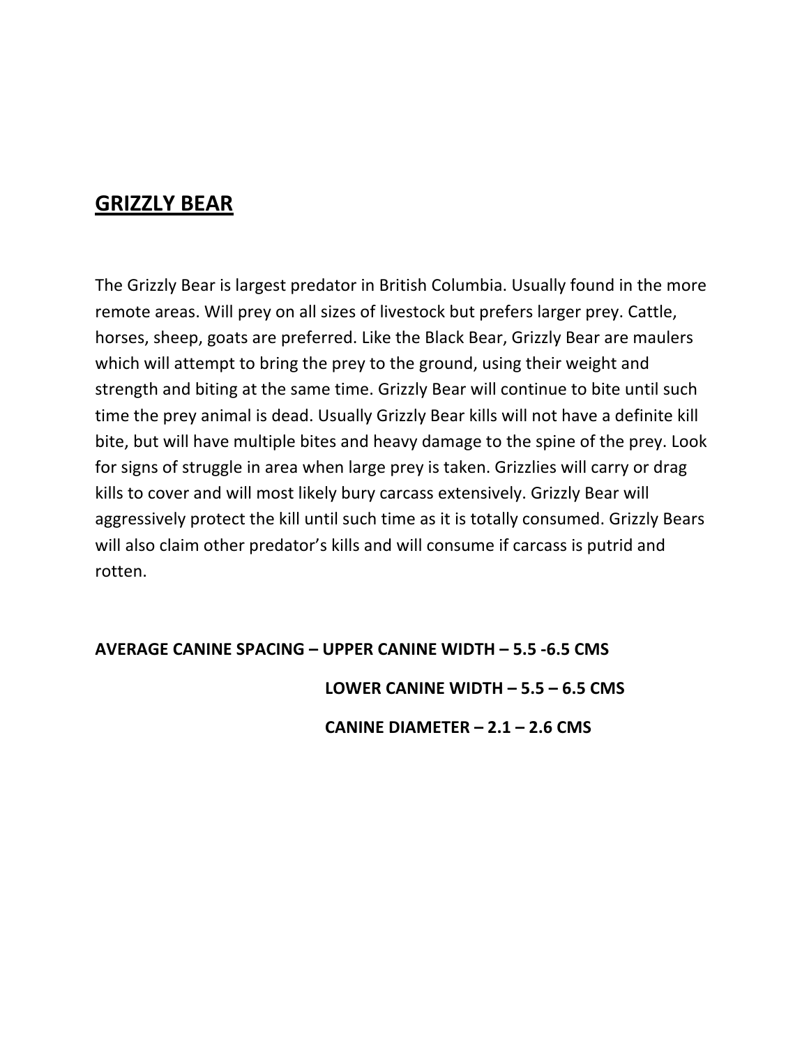## GRIZZLY BEAR

The Grizzly Bear is largest predator in British Columbia. Usually found in the more remote areas. Will prey on all sizes of livestock but prefers larger prey. Cattle, horses, sheep, goats are preferred. Like the Black Bear, Grizzly Bear are maulers which will attempt to bring the prey to the ground, using their weight and strength and biting at the same time. Grizzly Bear will continue to bite until such time the prey animal is dead. Usually Grizzly Bear kills will not have a definite kill bite, but will have multiple bites and heavy damage to the spine of the prey. Look for signs of struggle in area when large prey is taken. Grizzlies will carry or drag kills to cover and will most likely bury carcass extensively. Grizzly Bear will aggressively protect the kill until such time as it is totally consumed. Grizzly Bears will also claim other predator's kills and will consume if carcass is putrid and rotten.

**AVERAGE CANINE SPACING – UPPER CANINE WIDTH – 5.5 -6.5 CMS**

**LOWER CANINE WIDTH – 5.5 – 6.5 CMS**

**CANINE DIAMETER – 2.1 – 2.6 CMS**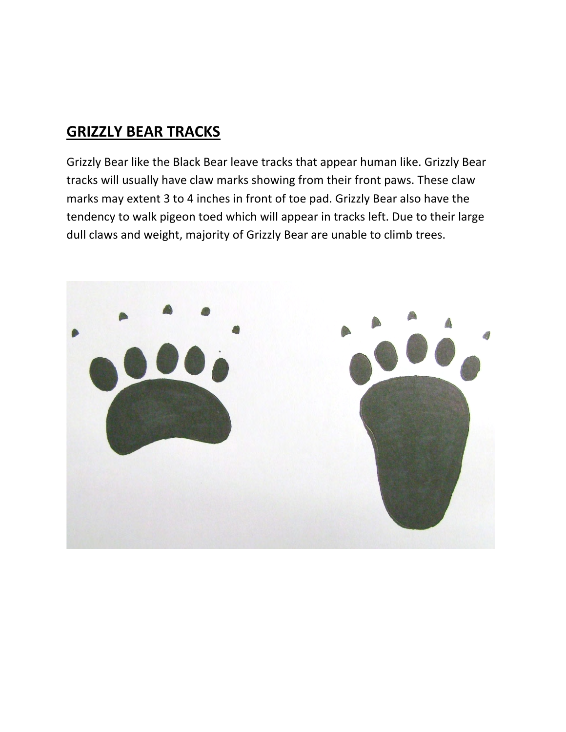## GRIZZLY BEAR TRACKS

Grizzly Bear like the Black Bear leave tracks that appear human like. Grizzly Bear tracks will usually have claw marks showing from their front paws. These claw marks may extent 3 to 4 inches in front of toe pad. Grizzly Bear also have the tendency to walk pigeon toed which will appear in tracks left. Due to their large dull claws and weight, majority of Grizzly Bear are unable to climb trees.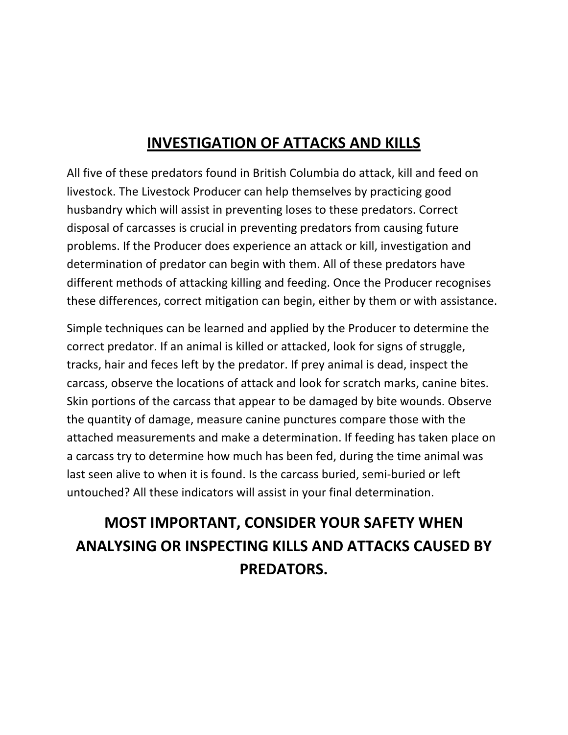# INVESTIGATION OF ATTACKS AND KILLS

All five of these predators found in British Columbia do attack, kill and feed on livestock. The Livestock Producer can help themselves by practicing good husbandry which will assist in preventing loses to these predators. Correct disposal of carcasses is crucial in preventing predators from causing future problems. If the Producer does experience an attack or kill, investigation and determination of predator can begin with them. All of these predators have different methods of attacking killing and feeding. Once the Producer recognises these differences, correct mitigation can begin, either by them or with assistance.

Simple techniques can be learned and applied by the Producer to determine the correct predator. If an animal is killed or attacked, look for signs of struggle, tracks, hair and feces left by the predator. If prey animal is dead, inspect the carcass, observe the locations of attack and look for scratch marks, canine bites. Skin portions of the carcass that appear to be damaged by bite wounds. Observe the quantity of damage, measure canine punctures compare those with the attached measurements and make a determination. If feeding has taken place on a carcass try to determine how much has been fed, during the time animal was last seen alive to when it is found. Is the carcass buried, semi-buried or left untouched? All these indicators will assist in your final determination.

**MOST IMPORTANT, CONSIDER YOUR SAFETY WHEN ANALYSING OR INSPECTING KILLS AND ATTACKS CAUSED BY PREDATORS.**